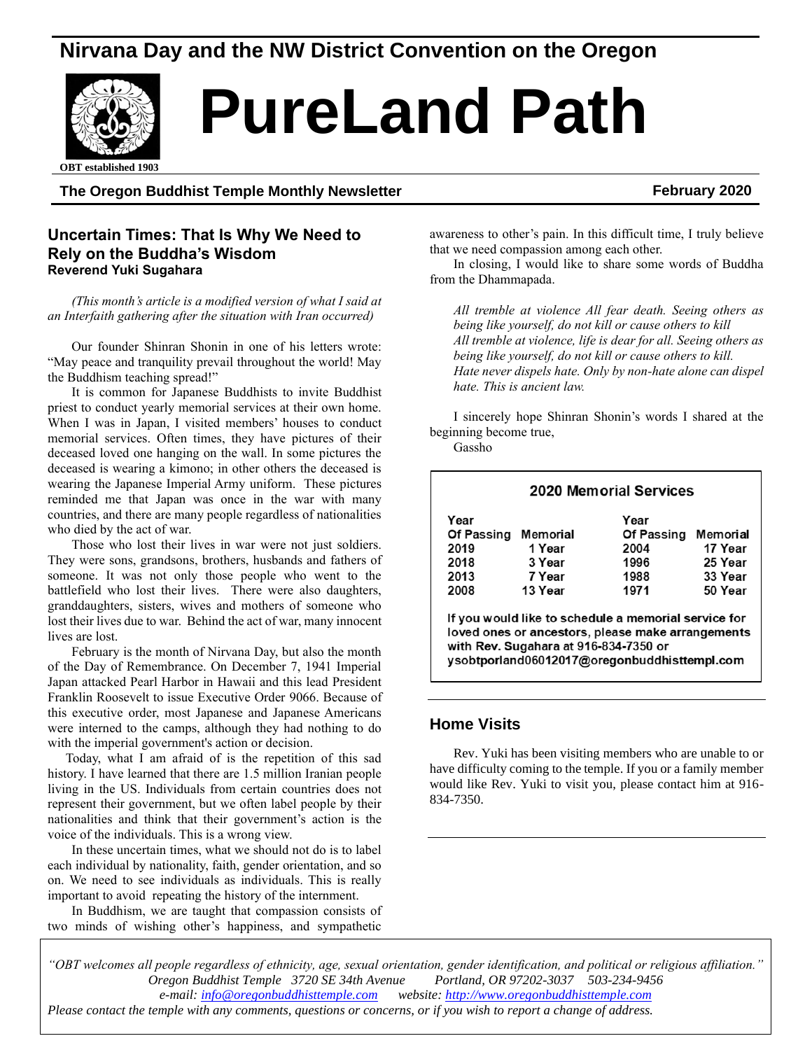## Nirvana Day and the NW District Convention on the Oregon

# PureLand Path

OBT established 1903

**The Oregon Buddhist Temple Monthly Newsletter** **February 2020**

### Uncertain Times: That Is Why We Need to Rely on the Buddha's Wisdom

**Reverend Yuki Sugahara**

*(This month's article is a modified version of what I said at an Interfaith gathering after the situation with Iran occurred)*

Our founder Shinran Shonin in one of his letters wrote: "May peace and tranquility prevail throughout the world! May the Buddhism teaching spread!"

It is common for Japanese Buddhists to invite Buddhist priest to conduct yearly memorial services at their own home. When I was in Japan, I visited members' houses to conduct memorial services. Often times, they have pictures of their deceased loved one hanging on the wall. In some pictures the deceased is wearing a kimono; in other others the deceased is wearing the Japanese Imperial Army uniform. These pictures reminded me that Japan was once in the war with many countries, and there are many people regardless of nationalities who died by the act of war.

Those who lost their lives in war were not just soldiers. They were sons, grandsons, brothers, husbands and fathers of someone. It was not only those people who went to the battlefield who lost their lives. There were also daughters, granddaughters, sisters, wives and mothers of someone who lost their lives due to war. Behind the act of war, many innocent lives are lost.

February is the month of Nirvana Day, but also the month of the Day of Remembrance. On December 7, 1941 Imperial Japan attacked Pearl Harbor in Hawaii and this lead President Franklin Roosevelt to issue Executive Order 9066. Because of this executive order, most Japanese and Japanese Americans were interned to the camps, although they had nothing to do with the imperial government's action or decision.

Today, what I am afraid of is the repetition of this sad history. I have learned that there are 1.5 million Iranian people living in the US. Individuals from certain countries does not represent their government, but we often label people by their nationalities and think that their government's action is the voice of the individuals. This is a wrong view.

In these uncertain times, what we should not do is to label each individual by nationality, faith, gender orientation, and so on. We need to see individuals as individuals. This is really important to avoid repeating the history of the internment.

In Buddhism, we are taught that compassion consists of two minds of wishing other's happiness, and sympathetic awareness to other's pain. In this difficult time, I truly believe that we need compassion among each other.

In closing, I would like to share some words of Buddha from the Dhammapada.

*All tremble at violence All fear death. Seeing others as being like yourself, do not kill or cause others to kill*
*All tremble at violence, life is dear for all. Seeing others as being like yourself, do not kill or cause others to kill.*
*Hate never dispels hate. Only by non-hate alone can dispel hate. This is ancient law.*

I sincerely hope Shinran Shonin's words I shared at the beginning become true,

Gassho

### 2020 Memorial Services

| Year Of Passing | Memorial | Year Of Passing | Memorial |
|---|---|---|---|
| 2019 | 1 Year | 2004 | 17 Year |
| 2018 | 3 Year | 1996 | 25 Year |
| 2013 | 7 Year | 1988 | 33 Year |
| 2008 | 13 Year | 1971 | 50 Year |

If you would like to schedule a memorial service for loved ones or ancestors, please make arrangements with Rev. Sugahara at 916-834-7350 or ysobtporland06012017@oregonbuddhisttempl.com

### Home Visits

Rev. Yuki has been visiting members who are unable to or have difficulty coming to the temple. If you or a family member would like Rev. Yuki to visit you, please contact him at 916-834-7350.

*"OBT welcomes all people regardless of ethnicity, age, sexual orientation, gender identification, and political or religious affiliation."*
*Oregon Buddhist Temple 3720 SE 34th Avenue Portland, OR 97202-3037 503-234-9456*
*e-mail: info@oregonbuddhisttemple.com website: http://www.oregonbuddhisttemple.com*
*Please contact the temple with any comments, questions or concerns, or if you wish to report a change of address.*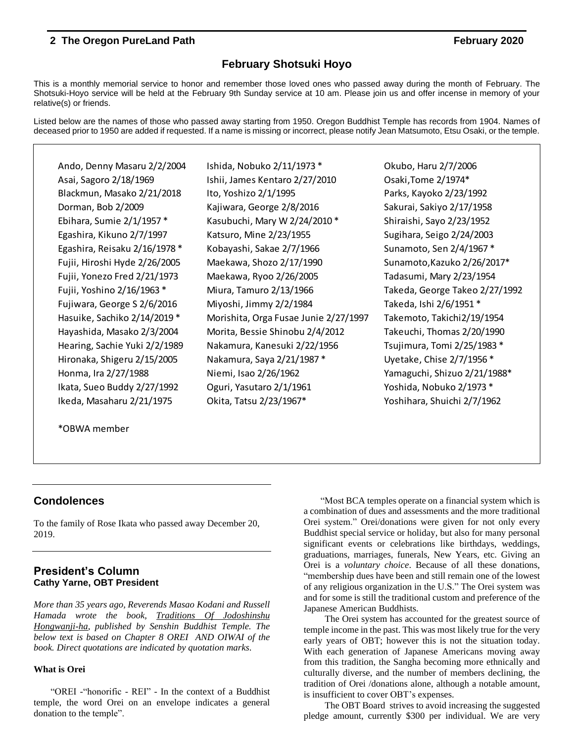## February Shotsuki Hoyo

This is a monthly memorial service to honor and remember those loved ones who passed away during the month of February. The Shotsuki-Hoyo service will be held at the February 9th Sunday service at 10 am. Please join us and offer incense in memory of your relative(s) or friends.

Listed below are the names of those who passed away starting from 1950. Oregon Buddhist Temple has records from 1904. Names of deceased prior to 1950 are added if requested. If a name is missing or incorrect, please notify Jean Matsumoto, Etsu Osaki, or the temple.

Ando, Denny Masaru 2/2/2004
Asai, Sagoro 2/18/1969
Blackmun, Masako 2/21/2018
Dorman, Bob 2/2009
Ebihara, Sumie 2/1/1957 *
Egashira, Kikuno 2/7/1997
Egashira, Reisaku 2/16/1978 *
Fujii, Hiroshi Hyde 2/26/2005
Fujii, Yonezo Fred 2/21/1973
Fujii, Yoshino 2/16/1963 *
Fujiwara, George S 2/6/2016
Hasuike, Sachiko 2/14/2019 *
Hayashida, Masako 2/3/2004
Hearing, Sachie Yuki 2/2/1989
Hironaka, Shigeru 2/15/2005
Honma, Ira 2/27/1988
Ikata, Sueo Buddy 2/27/1992
Ikeda, Masaharu 2/21/1975
Ishida, Nobuko 2/11/1973 *
Ishii, James Kentaro 2/27/2010
Ito, Yoshizo 2/1/1995
Kajiwara, George 2/8/2016
Kasubuchi, Mary W 2/24/2010 *
Katsuro, Mine 2/23/1955
Kobayashi, Sakae 2/7/1966
Maekawa, Shozo 2/17/1990
Maekawa, Ryoo 2/26/2005
Miura, Tamuro 2/13/1966
Miyoshi, Jimmy 2/2/1984
Morishita, Orga Fusae Junie 2/27/1997
Morita, Bessie Shinobu 2/4/2012
Nakamura, Kanesuki 2/22/1956
Nakamura, Saya 2/21/1987 *
Niemi, Isao 2/26/1962
Oguri, Yasutaro 2/1/1961
Okita, Tatsu 2/23/1967*
Okubo, Haru 2/7/2006
Osaki,Tome 2/1974*
Parks, Kayoko 2/23/1992
Sakurai, Sakiyo 2/17/1958
Shiraishi, Sayo 2/23/1952
Sugihara, Seigo 2/24/2003
Sunamoto, Sen 2/4/1967 *
Sunamoto,Kazuko 2/26/2017*
Tadasumi, Mary 2/23/1954
Takeda, George Takeo 2/27/1992
Takeda, Ishi 2/6/1951 *
Takemoto, Takichi2/19/1954
Takeuchi, Thomas 2/20/1990
Tsujimura, Tomi 2/25/1983 *
Uyetake, Chise 2/7/1956 *
Yamaguchi, Shizuo 2/21/1988*
Yoshida, Nobuko 2/1973 *
Yoshihara, Shuichi 2/7/1962

*OBWA member

## Condolences

To the family of Rose Ikata who passed away December 20, 2019.

## President's Column
**Cathy Yarne, OBT President**

*More than 35 years ago, Reverends Masao Kodani and Russell Hamada wrote the book, Traditions Of Jodoshinshu Hongwanji-ha, published by Senshin Buddhist Temple. The below text is based on Chapter 8 OREI AND OIWAI of the book. Direct quotations are indicated by quotation marks.*

### What is Orei

"OREI -"honorific - REI" - In the context of a Buddhist temple, the word Orei on an envelope indicates a general donation to the temple".

"Most BCA temples operate on a financial system which is a combination of dues and assessments and the more traditional Orei system." Orei/donations were given for not only every Buddhist special service or holiday, but also for many personal significant events or celebrations like birthdays, weddings, graduations, marriages, funerals, New Years, etc. Giving an Orei is a *voluntary choice*. Because of all these donations, "membership dues have been and still remain one of the lowest of any religious organization in the U.S." The Orei system was and for some is still the traditional custom and preference of the Japanese American Buddhists.

The Orei system has accounted for the greatest source of temple income in the past. This was most likely true for the very early years of OBT; however this is not the situation today. With each generation of Japanese Americans moving away from this tradition, the Sangha becoming more ethnically and culturally diverse, and the number of members declining, the tradition of Orei /donations alone, although a notable amount, is insufficient to cover OBT's expenses.

The OBT Board strives to avoid increasing the suggested pledge amount, currently $300 per individual. We are very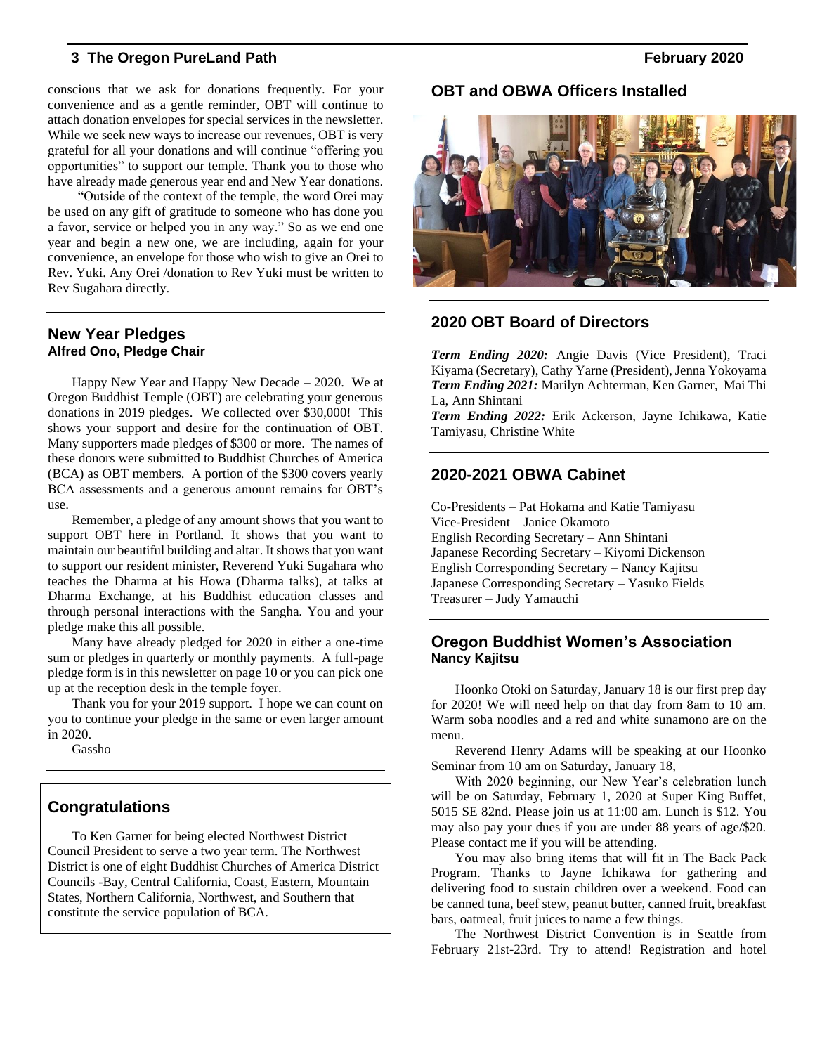conscious that we ask for donations frequently. For your convenience and as a gentle reminder, OBT will continue to attach donation envelopes for special services in the newsletter. While we seek new ways to increase our revenues, OBT is very grateful for all your donations and will continue "offering you opportunities" to support our temple. Thank you to those who have already made generous year end and New Year donations.

"Outside of the context of the temple, the word Orei may be used on any gift of gratitude to someone who has done you a favor, service or helped you in any way." So as we end one year and begin a new one, we are including, again for your convenience, an envelope for those who wish to give an Orei to Rev. Yuki. Any Orei /donation to Rev Yuki must be written to Rev Sugahara directly.

## New Year Pledges

**Alfred Ono, Pledge Chair**

Happy New Year and Happy New Decade – 2020. We at Oregon Buddhist Temple (OBT) are celebrating your generous donations in 2019 pledges. We collected over $30,000! This shows your support and desire for the continuation of OBT. Many supporters made pledges of $300 or more. The names of these donors were submitted to Buddhist Churches of America (BCA) as OBT members. A portion of the $300 covers yearly BCA assessments and a generous amount remains for OBT's use.

Remember, a pledge of any amount shows that you want to support OBT here in Portland. It shows that you want to maintain our beautiful building and altar. It shows that you want to support our resident minister, Reverend Yuki Sugahara who teaches the Dharma at his Howa (Dharma talks), at talks at Dharma Exchange, at his Buddhist education classes and through personal interactions with the Sangha. You and your pledge make this all possible.

Many have already pledged for 2020 in either a one-time sum or pledges in quarterly or monthly payments. A full-page pledge form is in this newsletter on page 10 or you can pick one up at the reception desk in the temple foyer.

Thank you for your 2019 support. I hope we can count on you to continue your pledge in the same or even larger amount in 2020.

Gassho

## Congratulations

To Ken Garner for being elected Northwest District Council President to serve a two year term. The Northwest District is one of eight Buddhist Churches of America District Councils -Bay, Central California, Coast, Eastern, Mountain States, Northern California, Northwest, and Southern that constitute the service population of BCA.

## OBT and OBWA Officers Installed

## 2020 OBT Board of Directors

***Term Ending 2020:*** Angie Davis (Vice President), Traci Kiyama (Secretary), Cathy Yarne (President), Jenna Yokoyama
***Term Ending 2021:*** Marilyn Achterman, Ken Garner, Mai Thi La, Ann Shintani
***Term Ending 2022:*** Erik Ackerson, Jayne Ichikawa, Katie Tamiyasu, Christine White

## 2020-2021 OBWA Cabinet

Co-Presidents – Pat Hokama and Katie Tamiyasu
Vice-President – Janice Okamoto
English Recording Secretary – Ann Shintani
Japanese Recording Secretary – Kiyomi Dickenson
English Corresponding Secretary – Nancy Kajitsu
Japanese Corresponding Secretary – Yasuko Fields
Treasurer – Judy Yamauchi

## Oregon Buddhist Women's Association

**Nancy Kajitsu**

Hoonko Otoki on Saturday, January 18 is our first prep day for 2020! We will need help on that day from 8am to 10 am. Warm soba noodles and a red and white sunamono are on the menu.

Reverend Henry Adams will be speaking at our Hoonko Seminar from 10 am on Saturday, January 18,

With 2020 beginning, our New Year's celebration lunch will be on Saturday, February 1, 2020 at Super King Buffet, 5015 SE 82nd. Please join us at 11:00 am. Lunch is $12. You may also pay your dues if you are under 88 years of age/$20. Please contact me if you will be attending.

You may also bring items that will fit in The Back Pack Program. Thanks to Jayne Ichikawa for gathering and delivering food to sustain children over a weekend. Food can be canned tuna, beef stew, peanut butter, canned fruit, breakfast bars, oatmeal, fruit juices to name a few things.

The Northwest District Convention is in Seattle from February 21st-23rd. Try to attend! Registration and hotel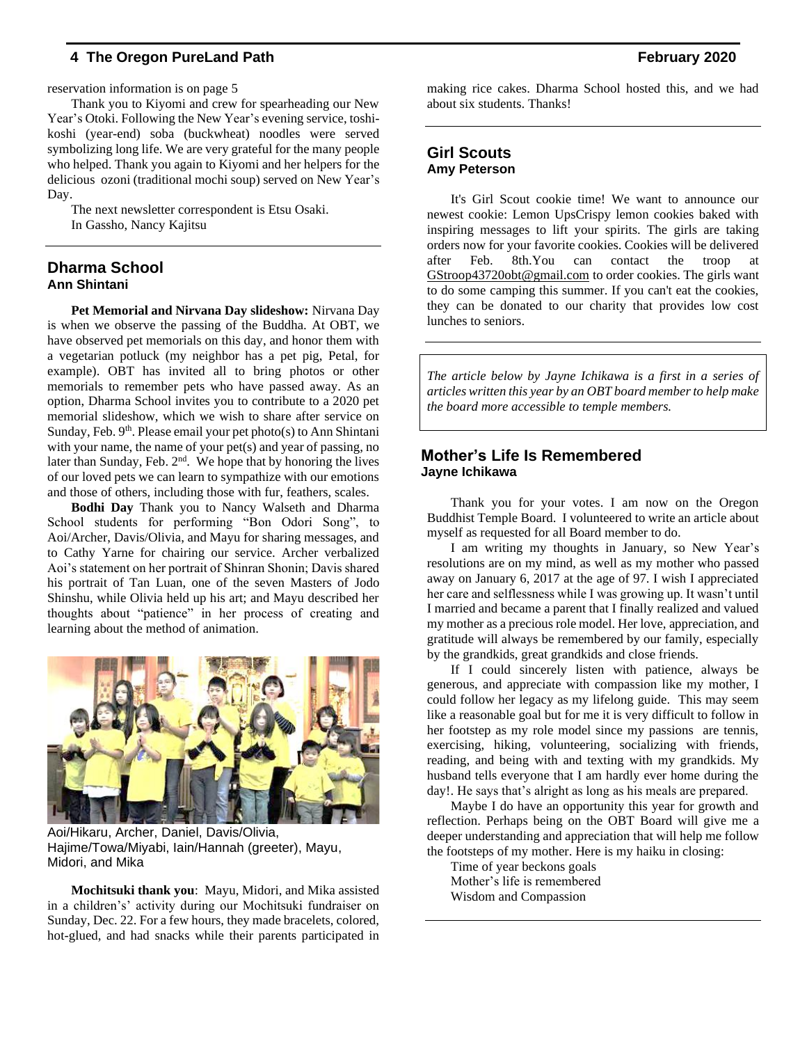reservation information is on page 5

Thank you to Kiyomi and crew for spearheading our New Year's Otoki. Following the New Year's evening service, toshi-koshi (year-end) soba (buckwheat) noodles were served symbolizing long life. We are very grateful for the many people who helped. Thank you again to Kiyomi and her helpers for the delicious ozoni (traditional mochi soup) served on New Year's Day.

The next newsletter correspondent is Etsu Osaki.

In Gassho, Nancy Kajitsu

## Dharma School

**Ann Shintani**

**Pet Memorial and Nirvana Day slideshow:** Nirvana Day is when we observe the passing of the Buddha. At OBT, we have observed pet memorials on this day, and honor them with a vegetarian potluck (my neighbor has a pet pig, Petal, for example). OBT has invited all to bring photos or other memorials to remember pets who have passed away. As an option, Dharma School invites you to contribute to a 2020 pet memorial slideshow, which we wish to share after service on Sunday, Feb. 9th. Please email your pet photo(s) to Ann Shintani with your name, the name of your pet(s) and year of passing, no later than Sunday, Feb. 2nd. We hope that by honoring the lives of our loved pets we can learn to sympathize with our emotions and those of others, including those with fur, feathers, scales.

**Bodhi Day** Thank you to Nancy Walseth and Dharma School students for performing "Bon Odori Song", to Aoi/Archer, Davis/Olivia, and Mayu for sharing messages, and to Cathy Yarne for chairing our service. Archer verbalized Aoi's statement on her portrait of Shinran Shonin; Davis shared his portrait of Tan Luan, one of the seven Masters of Jodo Shinshu, while Olivia held up his art; and Mayu described her thoughts about "patience" in her process of creating and learning about the method of animation.

Aoi/Hikaru, Archer, Daniel, Davis/Olivia, Hajime/Towa/Miyabi, Iain/Hannah (greeter), Mayu, Midori, and Mika

**Mochitsuki thank you**: Mayu, Midori, and Mika assisted in a children's' activity during our Mochitsuki fundraiser on Sunday, Dec. 22. For a few hours, they made bracelets, colored, hot-glued, and had snacks while their parents participated in making rice cakes. Dharma School hosted this, and we had about six students. Thanks!

## Girl Scouts

**Amy Peterson**

It's Girl Scout cookie time! We want to announce our newest cookie: Lemon UpsCrispy lemon cookies baked with inspiring messages to lift your spirits. The girls are taking orders now for your favorite cookies. Cookies will be delivered after Feb. 8th.You can contact the troop at GStroop43720obt@gmail.com to order cookies. The girls want to do some camping this summer. If you can't eat the cookies, they can be donated to our charity that provides low cost lunches to seniors.

*The article below by Jayne Ichikawa is a first in a series of articles written this year by an OBT board member to help make the board more accessible to temple members.*

## Mother's Life Is Remembered

**Jayne Ichikawa**

Thank you for your votes. I am now on the Oregon Buddhist Temple Board. I volunteered to write an article about myself as requested for all Board member to do.

I am writing my thoughts in January, so New Year's resolutions are on my mind, as well as my mother who passed away on January 6, 2017 at the age of 97. I wish I appreciated her care and selflessness while I was growing up. It wasn't until I married and became a parent that I finally realized and valued my mother as a precious role model. Her love, appreciation, and gratitude will always be remembered by our family, especially by the grandkids, great grandkids and close friends.

If I could sincerely listen with patience, always be generous, and appreciate with compassion like my mother, I could follow her legacy as my lifelong guide. This may seem like a reasonable goal but for me it is very difficult to follow in her footstep as my role model since my passions are tennis, exercising, hiking, volunteering, socializing with friends, reading, and being with and texting with my grandkids. My husband tells everyone that I am hardly ever home during the day!. He says that's alright as long as his meals are prepared.

Maybe I do have an opportunity this year for growth and reflection. Perhaps being on the OBT Board will give me a deeper understanding and appreciation that will help me follow the footsteps of my mother. Here is my haiku in closing:

Time of year beckons goals  
Mother's life is remembered  
Wisdom and Compassion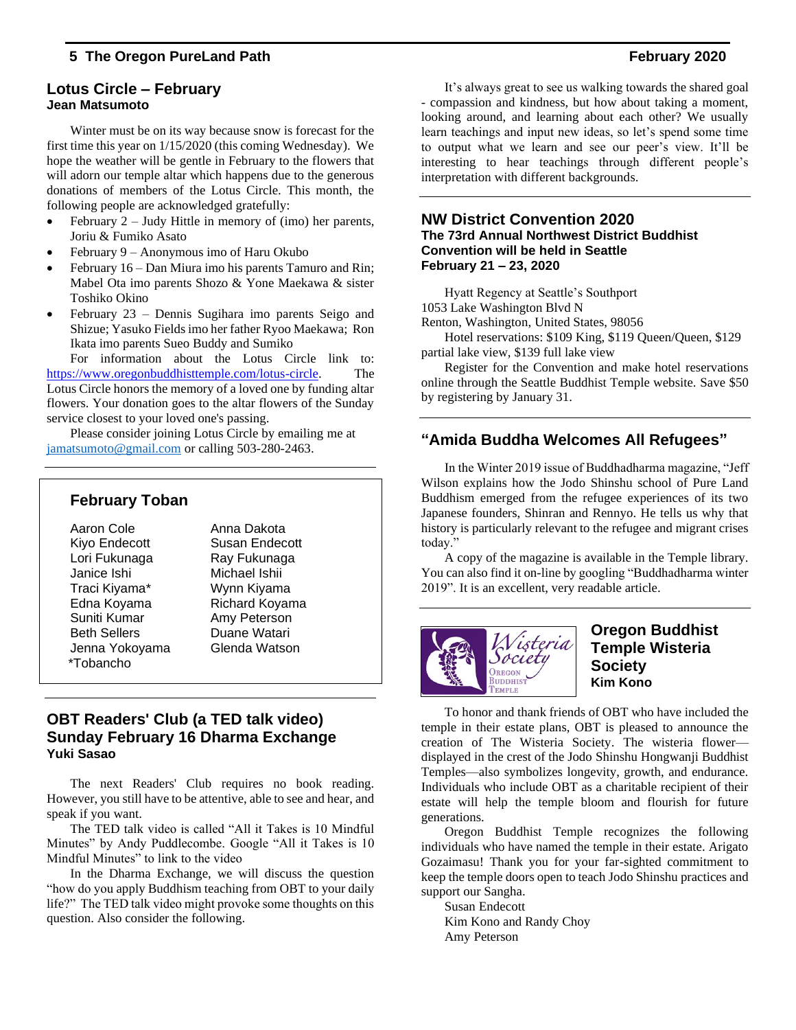## Lotus Circle – February

**Jean Matsumoto**

Winter must be on its way because snow is forecast for the first time this year on 1/15/2020 (this coming Wednesday). We hope the weather will be gentle in February to the flowers that will adorn our temple altar which happens due to the generous donations of members of the Lotus Circle. This month, the following people are acknowledged gratefully:

- February 2 – Judy Hittle in memory of (imo) her parents, Joriu & Fumiko Asato
- February 9 – Anonymous imo of Haru Okubo
- February 16 – Dan Miura imo his parents Tamuro and Rin; Mabel Ota imo parents Shozo & Yone Maekawa & sister Toshiko Okino
- February 23 – Dennis Sugihara imo parents Seigo and Shizue; Yasuko Fields imo her father Ryoo Maekawa; Ron Ikata imo parents Sueo Buddy and Sumiko

For information about the Lotus Circle link to: https://www.oregonbuddhisttemple.com/lotus-circle. The Lotus Circle honors the memory of a loved one by funding altar flowers. Your donation goes to the altar flowers of the Sunday service closest to your loved one's passing.

Please consider joining Lotus Circle by emailing me at jamatsumoto@gmail.com or calling 503-280-2463.

## February Toban

| | |
|---|---|
| Aaron Cole | Anna Dakota |
| Kiyo Endecott | Susan Endecott |
| Lori Fukunaga | Ray Fukunaga |
| Janice Ishi | Michael Ishii |
| Traci Kiyama* | Wynn Kiyama |
| Edna Koyama | Richard Koyama |
| Suniti Kumar | Amy Peterson |
| Beth Sellers | Duane Watari |
| Jenna Yokoyama | Glenda Watson |

*Tobancho

## OBT Readers' Club (a TED talk video) Sunday February 16 Dharma Exchange

**Yuki Sasao**

The next Readers' Club requires no book reading. However, you still have to be attentive, able to see and hear, and speak if you want.

The TED talk video is called "All it Takes is 10 Mindful Minutes" by Andy Puddlecombe. Google "All it Takes is 10 Mindful Minutes" to link to the video

In the Dharma Exchange, we will discuss the question "how do you apply Buddhism teaching from OBT to your daily life?" The TED talk video might provoke some thoughts on this question. Also consider the following.

It's always great to see us walking towards the shared goal - compassion and kindness, but how about taking a moment, looking around, and learning about each other? We usually learn teachings and input new ideas, so let's spend some time to output what we learn and see our peer's view. It'll be interesting to hear teachings through different people's interpretation with different backgrounds.

## NW District Convention 2020

**The 73rd Annual Northwest District Buddhist Convention will be held in Seattle February 21 – 23, 2020**

Hyatt Regency at Seattle's Southport
1053 Lake Washington Blvd N
Renton, Washington, United States, 98056

Hotel reservations: $109 King, $119 Queen/Queen, $129 partial lake view, $139 full lake view

Register for the Convention and make hotel reservations online through the Seattle Buddhist Temple website. Save $50 by registering by January 31.

## "Amida Buddha Welcomes All Refugees"

In the Winter 2019 issue of Buddhadharma magazine, "Jeff Wilson explains how the Jodo Shinshu school of Pure Land Buddhism emerged from the refugee experiences of its two Japanese founders, Shinran and Rennyo. He tells us why that history is particularly relevant to the refugee and migrant crises today."

A copy of the magazine is available in the Temple library. You can also find it on-line by googling "Buddhadharma winter 2019". It is an excellent, very readable article.

## Oregon Buddhist Temple Wisteria Society

**Kim Kono**

To honor and thank friends of OBT who have included the temple in their estate plans, OBT is pleased to announce the creation of The Wisteria Society. The wisteria flower—displayed in the crest of the Jodo Shinshu Hongwanji Buddhist Temples—also symbolizes longevity, growth, and endurance. Individuals who include OBT as a charitable recipient of their estate will help the temple bloom and flourish for future generations.

Oregon Buddhist Temple recognizes the following individuals who have named the temple in their estate. Arigato Gozaimasu! Thank you for your far-sighted commitment to keep the temple doors open to teach Jodo Shinshu practices and support our Sangha.

Susan Endecott
Kim Kono and Randy Choy
Amy Peterson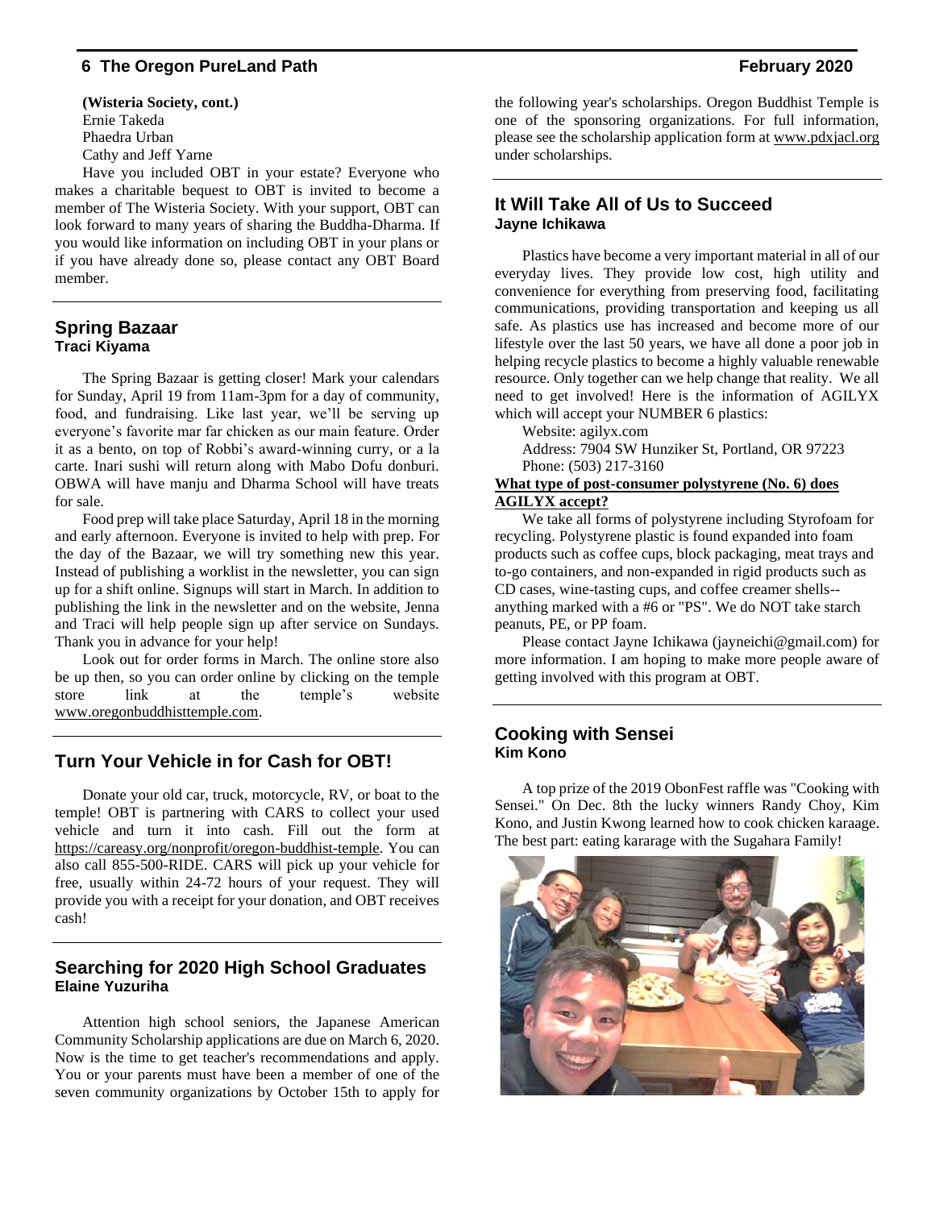**(Wisteria Society, cont.)**
Ernie Takeda
Phaedra Urban
Cathy and Jeff Yarne

Have you included OBT in your estate? Everyone who makes a charitable bequest to OBT is invited to become a member of The Wisteria Society. With your support, OBT can look forward to many years of sharing the Buddha-Dharma. If you would like information on including OBT in your plans or if you have already done so, please contact any OBT Board member.

## Spring Bazaar
**Traci Kiyama**

The Spring Bazaar is getting closer! Mark your calendars for Sunday, April 19 from 11am-3pm for a day of community, food, and fundraising. Like last year, we'll be serving up everyone's favorite mar far chicken as our main feature. Order it as a bento, on top of Robbi's award-winning curry, or a la carte. Inari sushi will return along with Mabo Dofu donburi. OBWA will have manju and Dharma School will have treats for sale.

Food prep will take place Saturday, April 18 in the morning and early afternoon. Everyone is invited to help with prep. For the day of the Bazaar, we will try something new this year. Instead of publishing a worklist in the newsletter, you can sign up for a shift online. Signups will start in March. In addition to publishing the link in the newsletter and on the website, Jenna and Traci will help people sign up after service on Sundays. Thank you in advance for your help!

Look out for order forms in March. The online store also be up then, so you can order online by clicking on the temple store link at the temple's website www.oregonbuddhisttemple.com.

## Turn Your Vehicle in for Cash for OBT!

Donate your old car, truck, motorcycle, RV, or boat to the temple! OBT is partnering with CARS to collect your used vehicle and turn it into cash. Fill out the form at https://careasy.org/nonprofit/oregon-buddhist-temple. You can also call 855-500-RIDE. CARS will pick up your vehicle for free, usually within 24-72 hours of your request. They will provide you with a receipt for your donation, and OBT receives cash!

## Searching for 2020 High School Graduates
**Elaine Yuzuriha**

Attention high school seniors, the Japanese American Community Scholarship applications are due on March 6, 2020. Now is the time to get teacher's recommendations and apply. You or your parents must have been a member of one of the seven community organizations by October 15th to apply for the following year's scholarships. Oregon Buddhist Temple is one of the sponsoring organizations. For full information, please see the scholarship application form at www.pdxjacl.org under scholarships.

## It Will Take All of Us to Succeed
**Jayne Ichikawa**

Plastics have become a very important material in all of our everyday lives. They provide low cost, high utility and convenience for everything from preserving food, facilitating communications, providing transportation and keeping us all safe. As plastics use has increased and become more of our lifestyle over the last 50 years, we have all done a poor job in helping recycle plastics to become a highly valuable renewable resource. Only together can we help change that reality. We all need to get involved! Here is the information of AGILYX which will accept your NUMBER 6 plastics:

Website: agilyx.com
Address: 7904 SW Hunziker St, Portland, OR 97223
Phone: (503) 217-3160

**What type of post-consumer polystyrene (No. 6) does AGILYX accept?**

We take all forms of polystyrene including Styrofoam for recycling. Polystyrene plastic is found expanded into foam products such as coffee cups, block packaging, meat trays and to-go containers, and non-expanded in rigid products such as CD cases, wine-tasting cups, and coffee creamer shells--anything marked with a #6 or "PS". We do NOT take starch peanuts, PE, or PP foam.

Please contact Jayne Ichikawa (jayneichi@gmail.com) for more information. I am hoping to make more people aware of getting involved with this program at OBT.

## Cooking with Sensei
**Kim Kono**

A top prize of the 2019 ObonFest raffle was "Cooking with Sensei." On Dec. 8th the lucky winners Randy Choy, Kim Kono, and Justin Kwong learned how to cook chicken karaage. The best part: eating kararage with the Sugahara Family!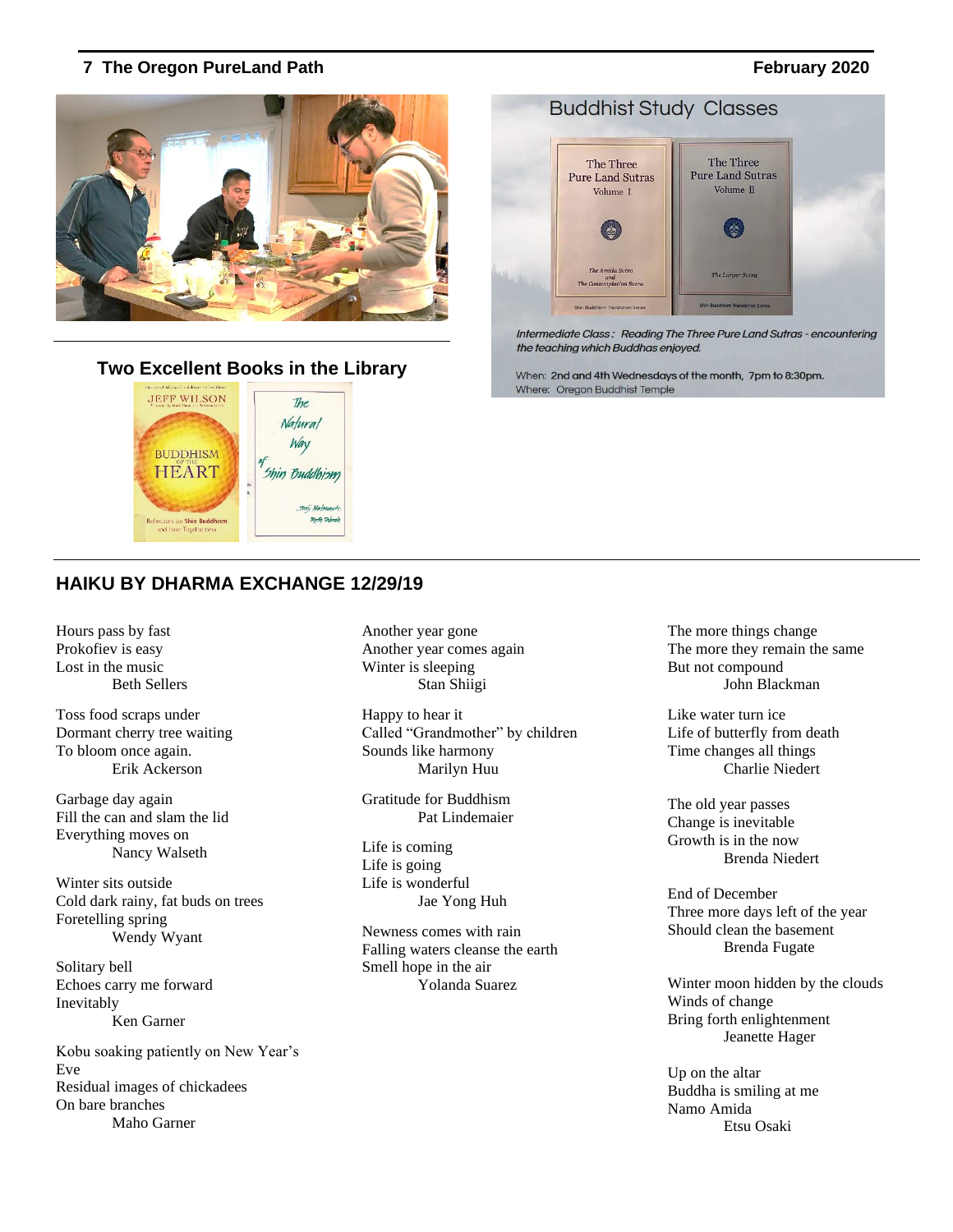## Buddhist Study Classes

*Intermediate Class: Reading The Three Pure Land Sutras - encountering the teaching which Buddhas enjoyed.*

When: 2nd and 4th Wednesdays of the month, 7pm to 8:30pm.
Where: Oregon Buddhist Temple

## Two Excellent Books in the Library

## HAIKU BY DHARMA EXCHANGE 12/29/19

Hours pass by fast
Prokofiev is easy
Lost in the music
Beth Sellers

Toss food scraps under
Dormant cherry tree waiting
To bloom once again.
Erik Ackerson

Garbage day again
Fill the can and slam the lid
Everything moves on
Nancy Walseth

Winter sits outside
Cold dark rainy, fat buds on trees
Foretelling spring
Wendy Wyant

Solitary bell
Echoes carry me forward
Inevitably
Ken Garner

Kobu soaking patiently on New Year's Eve
Residual images of chickadees
On bare branches
Maho Garner

Another year gone
Another year comes again
Winter is sleeping
Stan Shiigi

Happy to hear it
Called "Grandmother" by children
Sounds like harmony
Marilyn Huu

Gratitude for Buddhism
Pat Lindemaier

Life is coming
Life is going
Life is wonderful
Jae Yong Huh

Newness comes with rain
Falling waters cleanse the earth
Smell hope in the air
Yolanda Suarez

The more things change
The more they remain the same
But not compound
John Blackman

Like water turn ice
Life of butterfly from death
Time changes all things
Charlie Niedert

The old year passes
Change is inevitable
Growth is in the now
Brenda Niedert

End of December
Three more days left of the year
Should clean the basement
Brenda Fugate

Winter moon hidden by the clouds
Winds of change
Bring forth enlightenment
Jeanette Hager

Up on the altar
Buddha is smiling at me
Namo Amida
Etsu Osaki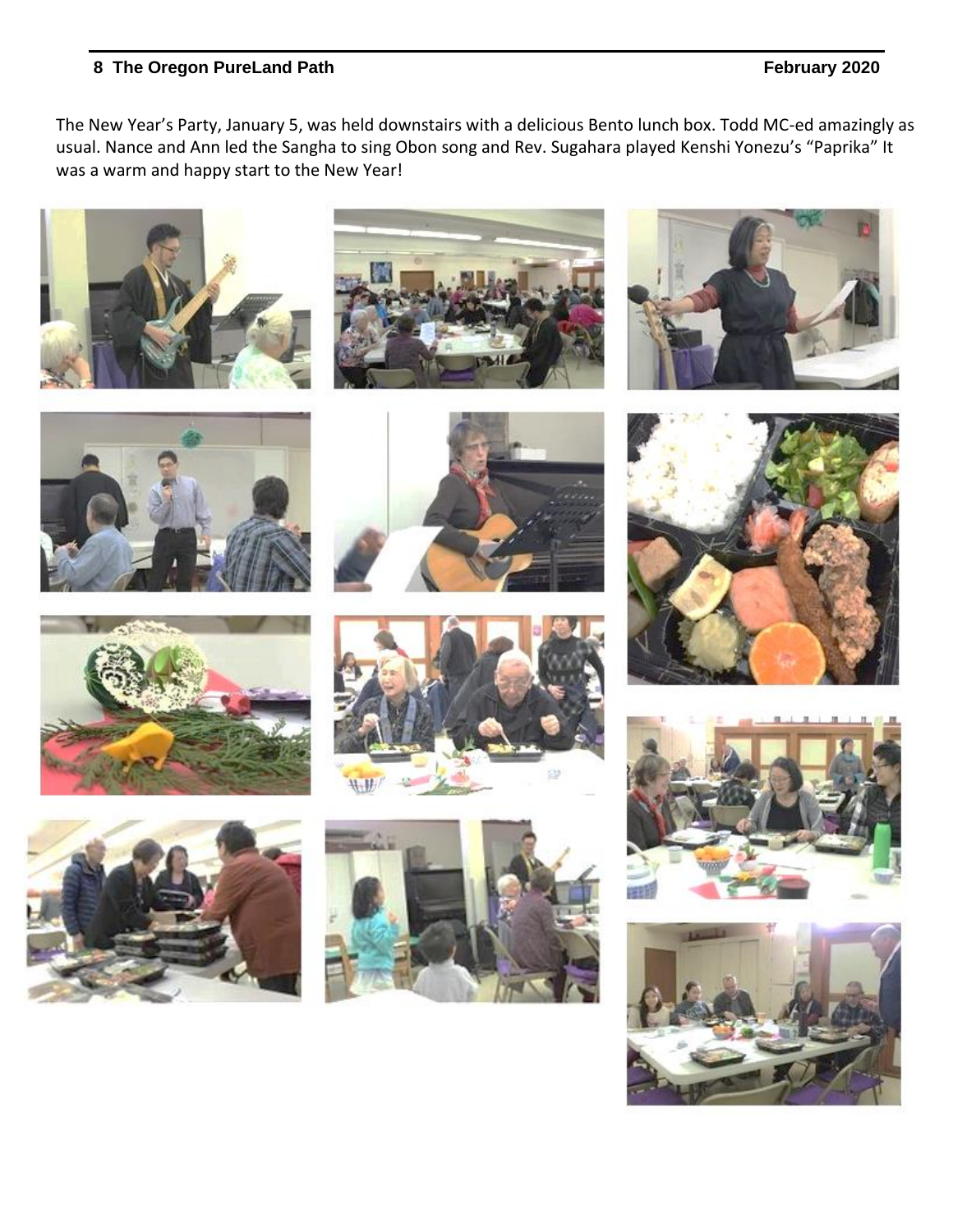The New Year's Party, January 5, was held downstairs with a delicious Bento lunch box. Todd MC-ed amazingly as usual. Nance and Ann led the Sangha to sing Obon song and Rev. Sugahara played Kenshi Yonezu's "Paprika" It was a warm and happy start to the New Year!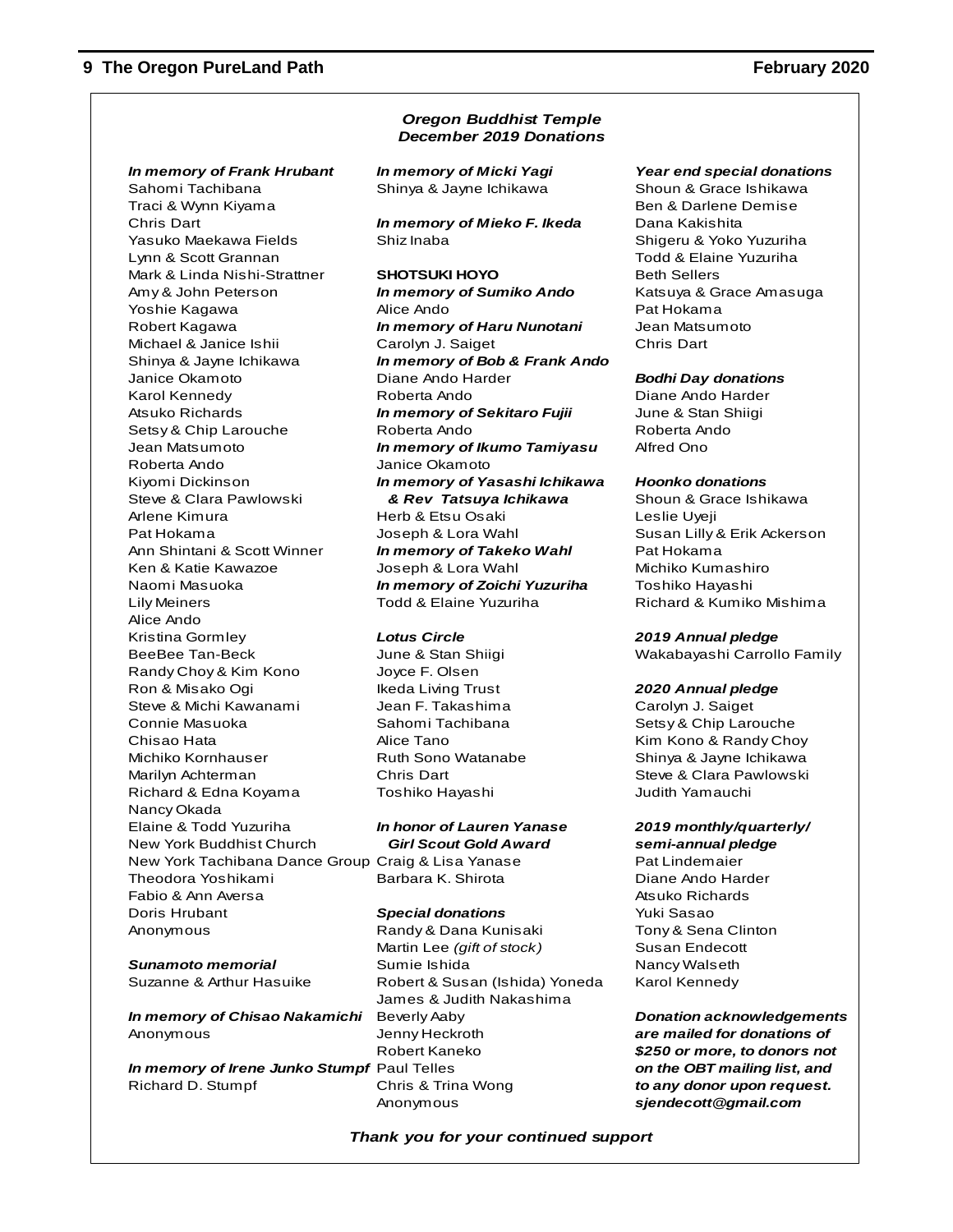***Oregon Buddhist Temple***
***December 2019 Donations***

***In memory of Frank Hrubant***
Sahomi Tachibana
Traci & Wynn Kiyama
Chris Dart
Yasuko Maekawa Fields
Lynn & Scott Grannan
Mark & Linda Nishi-Strattner
Amy & John Peterson
Yoshie Kagawa
Robert Kagawa
Michael & Janice Ishii
Shinya & Jayne Ichikawa
Janice Okamoto
Karol Kennedy
Atsuko Richards
Setsy & Chip Larouche
Jean Matsumoto
Roberta Ando
Kiyomi Dickinson
Steve & Clara Pawlowski
Arlene Kimura
Pat Hokama
Ann Shintani & Scott Winner
Ken & Katie Kawazoe
Naomi Masuoka
Lily Meiners
Alice Ando
Kristina Gormley
BeeBee Tan-Beck
Randy Choy & Kim Kono
Ron & Misako Ogi
Steve & Michi Kawanami
Connie Masuoka
Chisao Hata
Michiko Kornhauser
Marilyn Achterman
Richard & Edna Koyama
Nancy Okada
Elaine & Todd Yuzuriha
New York Buddhist Church
New York Tachibana Dance Group
Theodora Yoshikami
Fabio & Ann Aversa
Doris Hrubant
Anonymous

***Sunamoto memorial***
Suzanne & Arthur Hasuike

***In memory of Chisao Nakamichi***
Anonymous

***In memory of Irene Junko Stumpf***
Richard D. Stumpf

***In memory of Micki Yagi***
Shinya & Jayne Ichikawa

***In memory of Mieko F. Ikeda***
Shiz Inaba

**SHOTSUKI HOYO**
***In memory of Sumiko Ando***
Alice Ando
***In memory of Haru Nunotani***
Carolyn J. Saiget
***In memory of Bob & Frank Ando***
Diane Ando Harder
Roberta Ando
***In memory of Sekitaro Fujii***
Roberta Ando
***In memory of Ikumo Tamiyasu***
Janice Okamoto
***In memory of Yasashi Ichikawa & Rev Tatsuya Ichikawa***
Herb & Etsu Osaki
Joseph & Lora Wahl
***In memory of Takeko Wahl***
Joseph & Lora Wahl
***In memory of Zoichi Yuzuriha***
Todd & Elaine Yuzuriha

***Lotus Circle***
June & Stan Shiigi
Joyce F. Olsen
Ikeda Living Trust
Jean F. Takashima
Sahomi Tachibana
Alice Tano
Ruth Sono Watanabe
Chris Dart
Toshiko Hayashi

***In honor of Lauren Yanase Girl Scout Gold Award***
Craig & Lisa Yanase
Barbara K. Shirota

***Special donations***
Randy & Dana Kunisaki
Martin Lee *(gift of stock)*
Sumie Ishida
Robert & Susan (Ishida) Yoneda
James & Judith Nakashima
Beverly Aaby
Jenny Heckroth
Robert Kaneko
Paul Telles
Chris & Trina Wong
Anonymous

***Year end special donations***
Shoun & Grace Ishikawa
Ben & Darlene Demise
Dana Kakishita
Shigeru & Yoko Yuzuriha
Todd & Elaine Yuzuriha
Beth Sellers
Katsuya & Grace Amasuga
Pat Hokama
Jean Matsumoto
Chris Dart

***Bodhi Day donations***
Diane Ando Harder
June & Stan Shiigi
Roberta Ando
Alfred Ono

***Hoonko donations***
Shoun & Grace Ishikawa
Leslie Uyeji
Susan Lilly & Erik Ackerson
Pat Hokama
Michiko Kumashiro
Toshiko Hayashi
Richard & Kumiko Mishima

***2019 Annual pledge***
Wakabayashi Carrollo Family

***2020 Annual pledge***
Carolyn J. Saiget
Setsy & Chip Larouche
Kim Kono & Randy Choy
Shinya & Jayne Ichikawa
Steve & Clara Pawlowski
Judith Yamauchi

***2019 monthly/quarterly/ semi-annual pledge***
Pat Lindemaier
Diane Ando Harder
Atsuko Richards
Yuki Sasao
Tony & Sena Clinton
Susan Endecott
Nancy Walseth
Karol Kennedy

***Donation acknowledgements are mailed for donations of $250 or more, to donors not on the OBT mailing list, and to any donor upon request. sjendecott@gmail.com***

***Thank you for your continued support***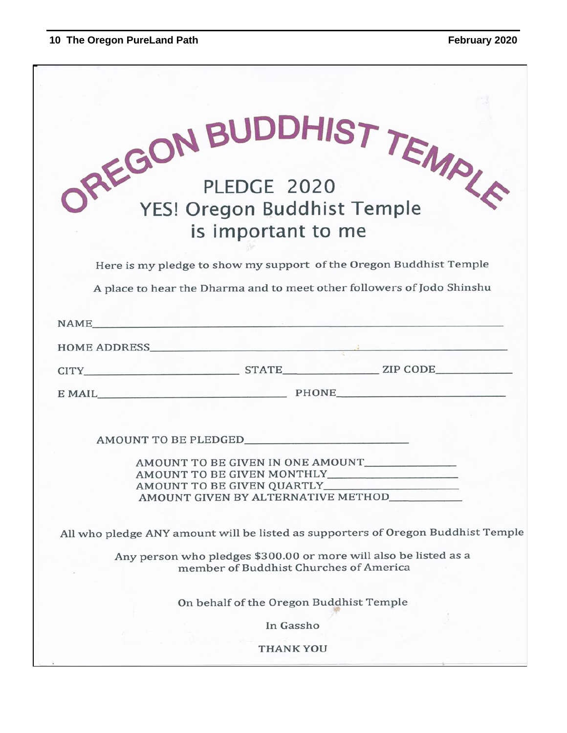# OREGON BUDDHIST TEMPLE

## PLEDGE 2020

## YES! Oregon Buddhist Temple is important to me

Here is my pledge to show my support of the Oregon Buddhist Temple

A place to hear the Dharma and to meet other followers of Jodo Shinshu

NAME_______________________________________________

HOME ADDRESS_______________________________________

CITY_______________ STATE___________ ZIP CODE__________

E MAIL____________________ PHONE____________________

AMOUNT TO BE PLEDGED____________________

AMOUNT TO BE GIVEN IN ONE AMOUNT____________
AMOUNT TO BE GIVEN MONTHLY______________
AMOUNT TO BE GIVEN QUARTLY______________
AMOUNT GIVEN BY ALTERNATIVE METHOD_________

All who pledge ANY amount will be listed as supporters of Oregon Buddhist Temple

Any person who pledges $300.00 or more will also be listed as a member of Buddhist Churches of America

On behalf of the Oregon Buddhist Temple

In Gassho

THANK YOU